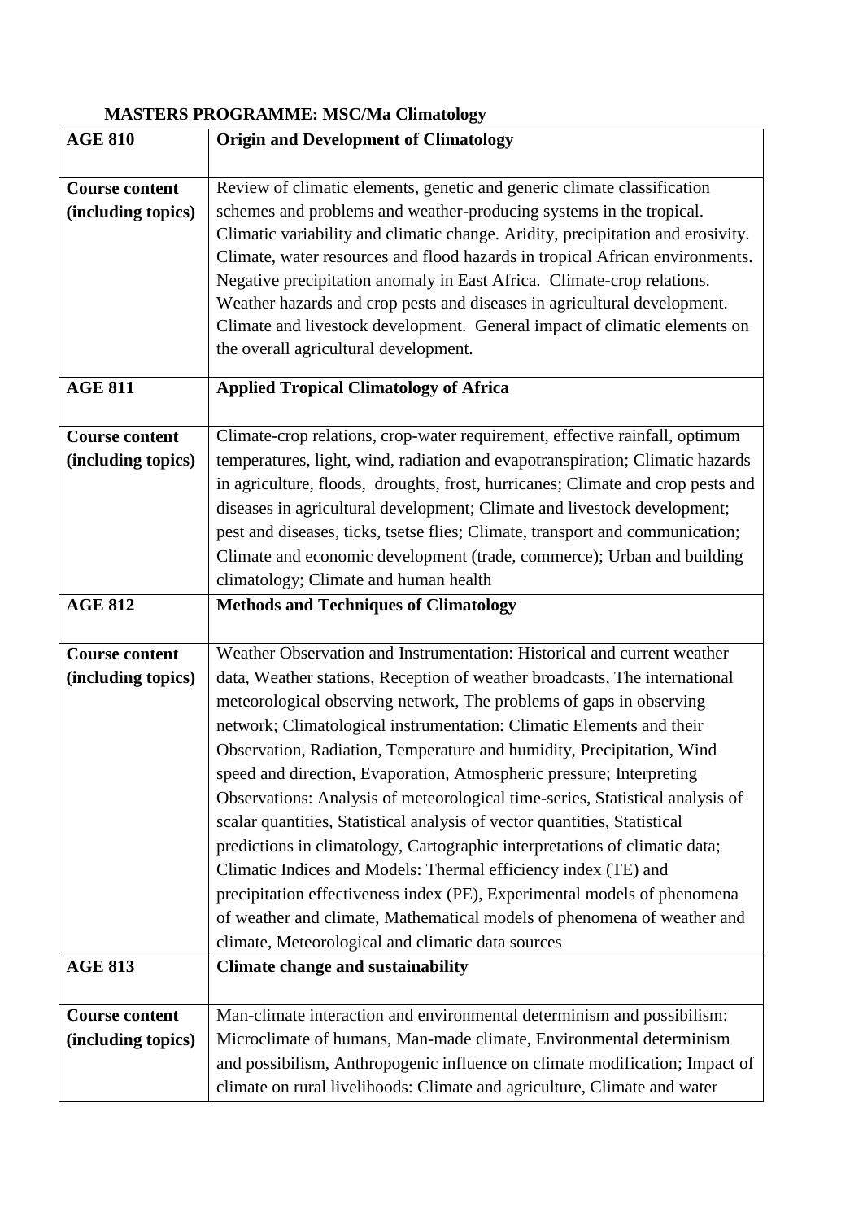**MASTERS PROGRAMME: MSC/Ma Climatology**

| **AGE 810** | **Origin and Development of Climatology** |
|---|---|
| **Course content (including topics)** | Review of climatic elements, genetic and generic climate classification schemes and problems and weather-producing systems in the tropical. Climatic variability and climatic change. Aridity, precipitation and erosivity. Climate, water resources and flood hazards in tropical African environments. Negative precipitation anomaly in East Africa. Climate-crop relations. Weather hazards and crop pests and diseases in agricultural development. Climate and livestock development. General impact of climatic elements on the overall agricultural development. |
| **AGE 811** | **Applied Tropical Climatology of Africa** |
| **Course content (including topics)** | Climate-crop relations, crop-water requirement, effective rainfall, optimum temperatures, light, wind, radiation and evapotranspiration; Climatic hazards in agriculture, floods, droughts, frost, hurricanes; Climate and crop pests and diseases in agricultural development; Climate and livestock development; pest and diseases, ticks, tsetse flies; Climate, transport and communication; Climate and economic development (trade, commerce); Urban and building climatology; Climate and human health |
| **AGE 812** | **Methods and Techniques of Climatology** |
| **Course content (including topics)** | Weather Observation and Instrumentation: Historical and current weather data, Weather stations, Reception of weather broadcasts, The international meteorological observing network, The problems of gaps in observing network; Climatological instrumentation: Climatic Elements and their Observation, Radiation, Temperature and humidity, Precipitation, Wind speed and direction, Evaporation, Atmospheric pressure; Interpreting Observations: Analysis of meteorological time-series, Statistical analysis of scalar quantities, Statistical analysis of vector quantities, Statistical predictions in climatology, Cartographic interpretations of climatic data; Climatic Indices and Models: Thermal efficiency index (TE) and precipitation effectiveness index (PE), Experimental models of phenomena of weather and climate, Mathematical models of phenomena of weather and climate, Meteorological and climatic data sources |
| **AGE 813** | **Climate change and sustainability** |
| **Course content (including topics)** | Man-climate interaction and environmental determinism and possibilism: Microclimate of humans, Man-made climate, Environmental determinism and possibilism, Anthropogenic influence on climate modification; Impact of climate on rural livelihoods: Climate and agriculture, Climate and water |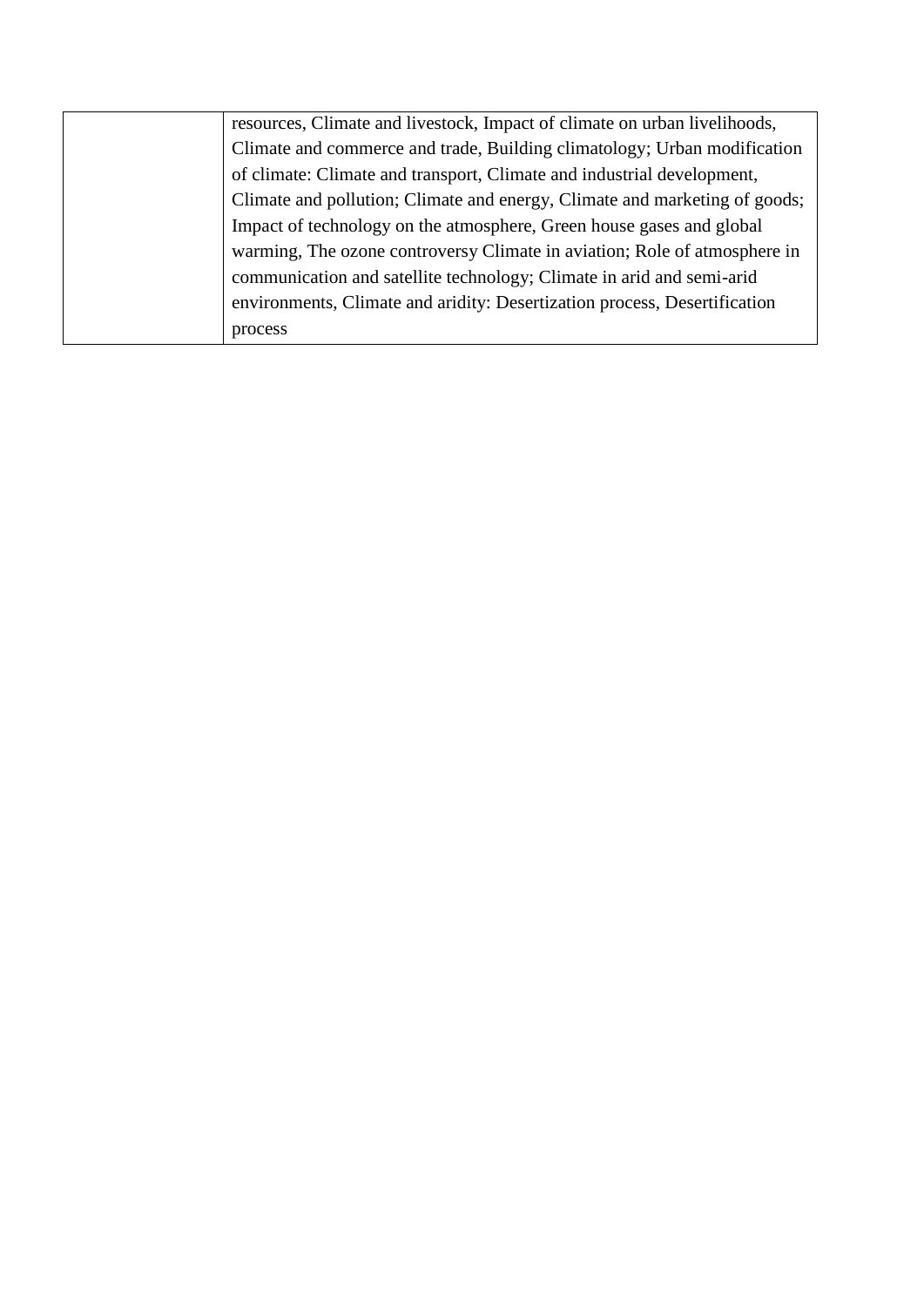| | |
|---|---|
| | resources, Climate and livestock, Impact of climate on urban livelihoods, Climate and commerce and trade, Building climatology; Urban modification of climate: Climate and transport, Climate and industrial development, Climate and pollution; Climate and energy, Climate and marketing of goods; Impact of technology on the atmosphere, Green house gases and global warming, The ozone controversy Climate in aviation; Role of atmosphere in communication and satellite technology; Climate in arid and semi-arid environments, Climate and aridity: Desertization process, Desertification process |